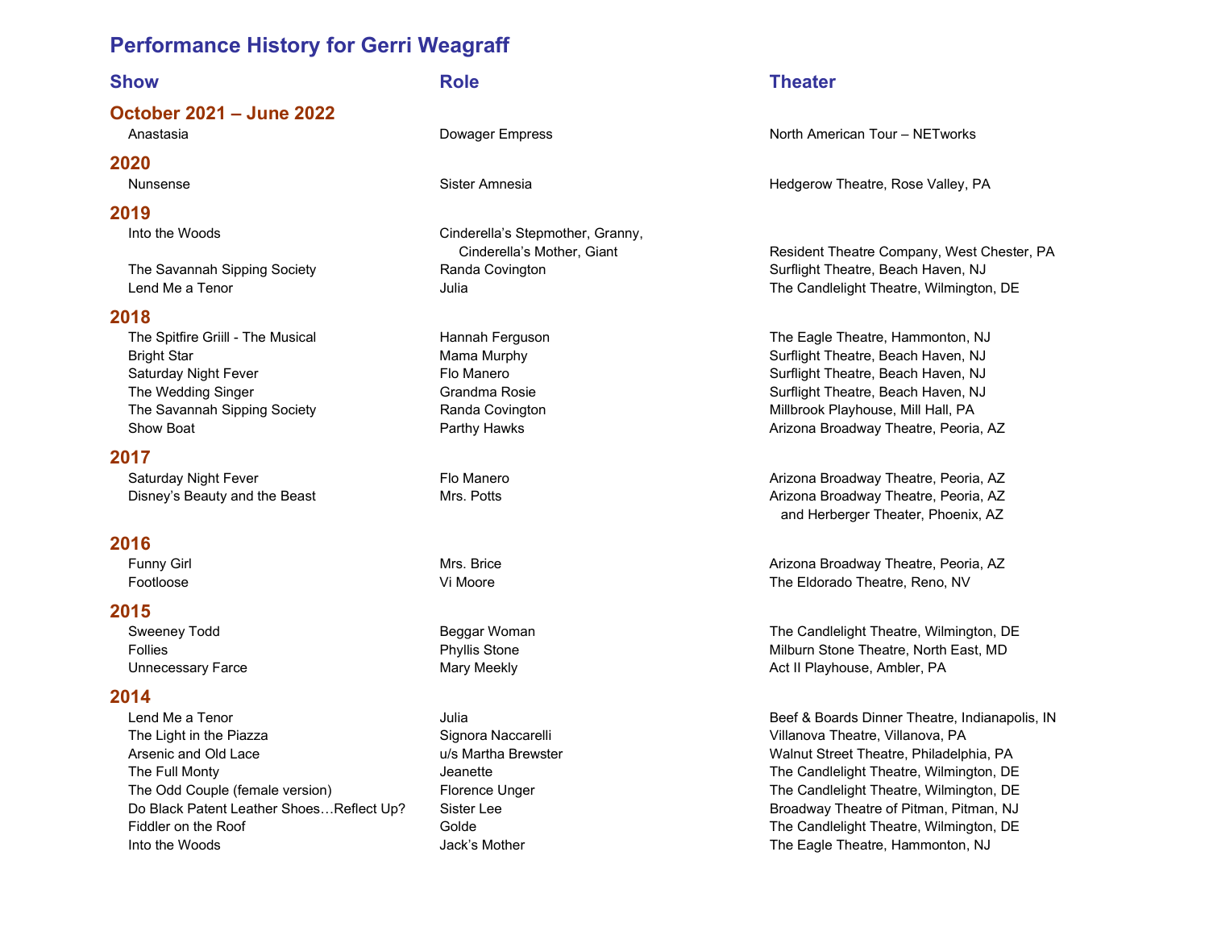# Performance History for Gerri Weagraff

| Show | Role | Theater |
| --- | --- | --- |
| **October 2021 – June 2022** | | |
| Anastasia | Dowager Empress | North American Tour – NETworks |
| **2020** | | |
| Nunsense | Sister Amnesia | Hedgerow Theatre, Rose Valley, PA |
| **2019** | | |
| Into the Woods | Cinderella's Stepmother, Granny, Cinderella's Mother, Giant | Resident Theatre Company, West Chester, PA |
| The Savannah Sipping Society | Randa Covington | Surflight Theatre, Beach Haven, NJ |
| Lend Me a Tenor | Julia | The Candlelight Theatre, Wilmington, DE |
| **2018** | | |
| The Spitfire Griill - The Musical | Hannah Ferguson | The Eagle Theatre, Hammonton, NJ |
| Bright Star | Mama Murphy | Surflight Theatre, Beach Haven, NJ |
| Saturday Night Fever | Flo Manero | Surflight Theatre, Beach Haven, NJ |
| The Wedding Singer | Grandma Rosie | Surflight Theatre, Beach Haven, NJ |
| The Savannah Sipping Society | Randa Covington | Millbrook Playhouse, Mill Hall, PA |
| Show Boat | Parthy Hawks | Arizona Broadway Theatre, Peoria, AZ |
| **2017** | | |
| Saturday Night Fever | Flo Manero | Arizona Broadway Theatre, Peoria, AZ |
| Disney's Beauty and the Beast | Mrs. Potts | Arizona Broadway Theatre, Peoria, AZ and Herberger Theater, Phoenix, AZ |
| **2016** | | |
| Funny Girl | Mrs. Brice | Arizona Broadway Theatre, Peoria, AZ |
| Footloose | Vi Moore | The Eldorado Theatre, Reno, NV |
| **2015** | | |
| Sweeney Todd | Beggar Woman | The Candlelight Theatre, Wilmington, DE |
| Follies | Phyllis Stone | Milburn Stone Theatre, North East, MD |
| Unnecessary Farce | Mary Meekly | Act II Playhouse, Ambler, PA |
| **2014** | | |
| Lend Me a Tenor | Julia | Beef & Boards Dinner Theatre, Indianapolis, IN |
| The Light in the Piazza | Signora Naccarelli | Villanova Theatre, Villanova, PA |
| Arsenic and Old Lace | u/s Martha Brewster | Walnut Street Theatre, Philadelphia, PA |
| The Full Monty | Jeanette | The Candlelight Theatre, Wilmington, DE |
| The Odd Couple (female version) | Florence Unger | The Candlelight Theatre, Wilmington, DE |
| Do Black Patent Leather Shoes…Reflect Up? | Sister Lee | Broadway Theatre of Pitman, Pitman, NJ |
| Fiddler on the Roof | Golde | The Candlelight Theatre, Wilmington, DE |
| Into the Woods | Jack's Mother | The Eagle Theatre, Hammonton, NJ |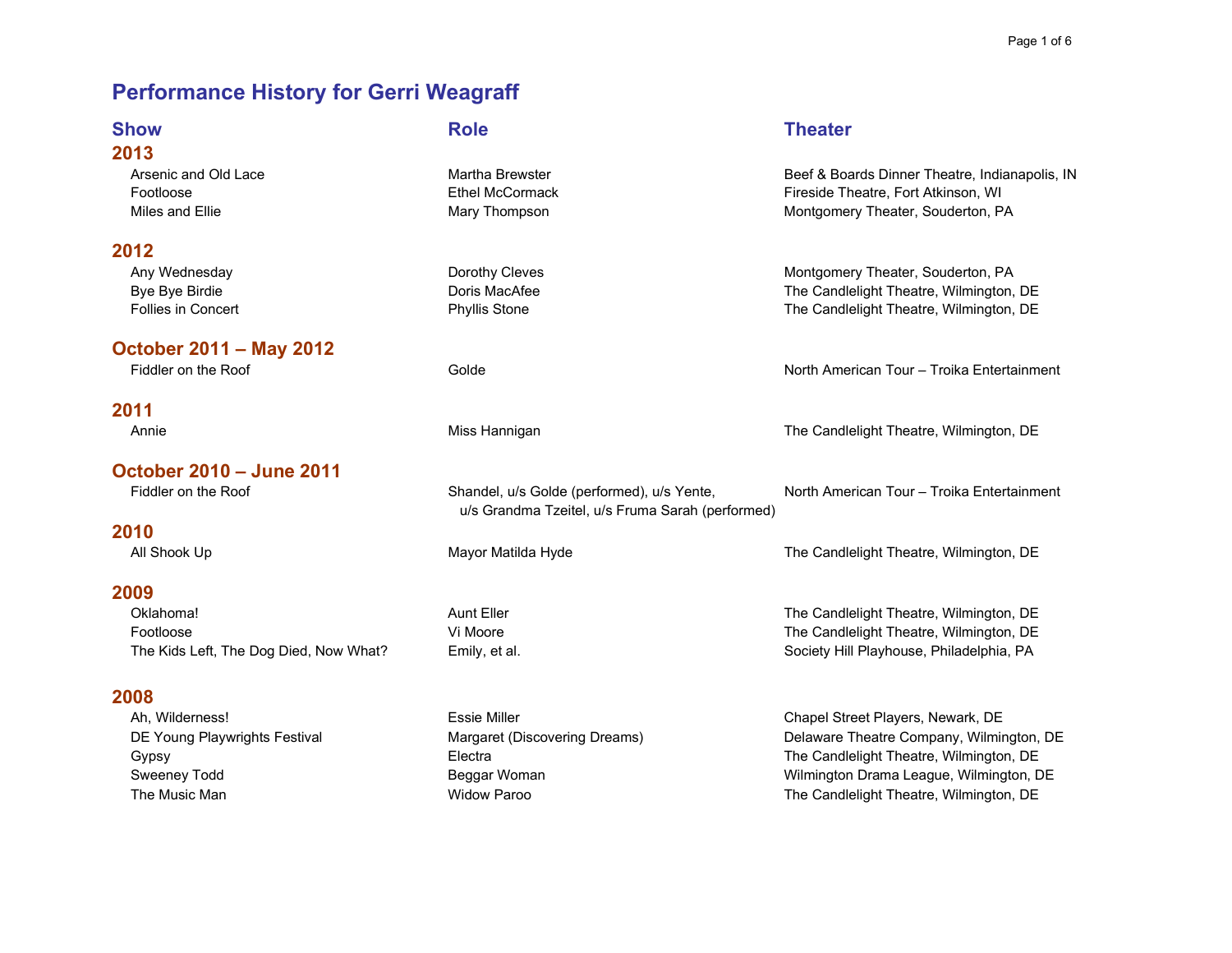# Performance History for Gerri Weagraff

| Show | Role | Theater |
|---|---|---|
| **2013** | | |
| Arsenic and Old Lace | Martha Brewster | Beef & Boards Dinner Theatre, Indianapolis, IN |
| Footloose | Ethel McCormack | Fireside Theatre, Fort Atkinson, WI |
| Miles and Ellie | Mary Thompson | Montgomery Theater, Souderton, PA |
| **2012** | | |
| Any Wednesday | Dorothy Cleves | Montgomery Theater, Souderton, PA |
| Bye Bye Birdie | Doris MacAfee | The Candlelight Theatre, Wilmington, DE |
| Follies in Concert | Phyllis Stone | The Candlelight Theatre, Wilmington, DE |
| **October 2011 – May 2012** | | |
| Fiddler on the Roof | Golde | North American Tour – Troika Entertainment |
| **2011** | | |
| Annie | Miss Hannigan | The Candlelight Theatre, Wilmington, DE |
| **October 2010 – June 2011** | | |
| Fiddler on the Roof | Shandel, u/s Golde (performed), u/s Yente, u/s Grandma Tzeitel, u/s Fruma Sarah (performed) | North American Tour – Troika Entertainment |
| **2010** | | |
| All Shook Up | Mayor Matilda Hyde | The Candlelight Theatre, Wilmington, DE |
| **2009** | | |
| Oklahoma! | Aunt Eller | The Candlelight Theatre, Wilmington, DE |
| Footloose | Vi Moore | The Candlelight Theatre, Wilmington, DE |
| The Kids Left, The Dog Died, Now What? | Emily, et al. | Society Hill Playhouse, Philadelphia, PA |
| **2008** | | |
| Ah, Wilderness! | Essie Miller | Chapel Street Players, Newark, DE |
| DE Young Playwrights Festival | Margaret (Discovering Dreams) | Delaware Theatre Company, Wilmington, DE |
| Gypsy | Electra | The Candlelight Theatre, Wilmington, DE |
| Sweeney Todd | Beggar Woman | Wilmington Drama League, Wilmington, DE |
| The Music Man | Widow Paroo | The Candlelight Theatre, Wilmington, DE |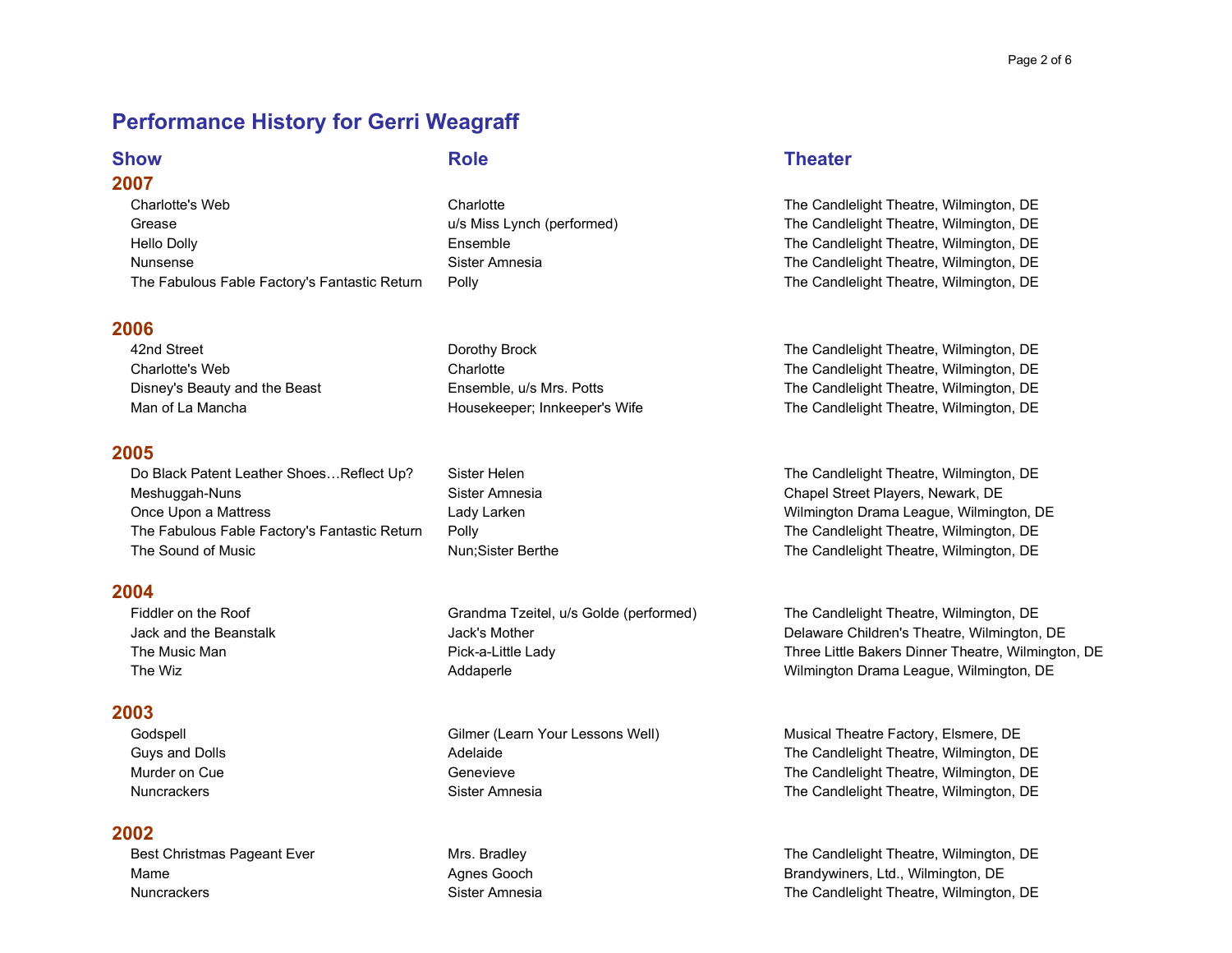# Performance History for Gerri Weagraff

| Show | Role | Theater |
|---|---|---|
| **2007** | | |
| Charlotte's Web | Charlotte | The Candlelight Theatre, Wilmington, DE |
| Grease | u/s Miss Lynch (performed) | The Candlelight Theatre, Wilmington, DE |
| Hello Dolly | Ensemble | The Candlelight Theatre, Wilmington, DE |
| Nunsense | Sister Amnesia | The Candlelight Theatre, Wilmington, DE |
| The Fabulous Fable Factory's Fantastic Return | Polly | The Candlelight Theatre, Wilmington, DE |
| **2006** | | |
| 42nd Street | Dorothy Brock | The Candlelight Theatre, Wilmington, DE |
| Charlotte's Web | Charlotte | The Candlelight Theatre, Wilmington, DE |
| Disney's Beauty and the Beast | Ensemble, u/s Mrs. Potts | The Candlelight Theatre, Wilmington, DE |
| Man of La Mancha | Housekeeper; Innkeeper's Wife | The Candlelight Theatre, Wilmington, DE |
| **2005** | | |
| Do Black Patent Leather Shoes…Reflect Up? | Sister Helen | The Candlelight Theatre, Wilmington, DE |
| Meshuggah-Nuns | Sister Amnesia | Chapel Street Players, Newark, DE |
| Once Upon a Mattress | Lady Larken | Wilmington Drama League, Wilmington, DE |
| The Fabulous Fable Factory's Fantastic Return | Polly | The Candlelight Theatre, Wilmington, DE |
| The Sound of Music | Nun;Sister Berthe | The Candlelight Theatre, Wilmington, DE |
| **2004** | | |
| Fiddler on the Roof | Grandma Tzeitel, u/s Golde (performed) | The Candlelight Theatre, Wilmington, DE |
| Jack and the Beanstalk | Jack's Mother | Delaware Children's Theatre, Wilmington, DE |
| The Music Man | Pick-a-Little Lady | Three Little Bakers Dinner Theatre, Wilmington, DE |
| The Wiz | Addaperle | Wilmington Drama League, Wilmington, DE |
| **2003** | | |
| Godspell | Gilmer (Learn Your Lessons Well) | Musical Theatre Factory, Elsmere, DE |
| Guys and Dolls | Adelaide | The Candlelight Theatre, Wilmington, DE |
| Murder on Cue | Genevieve | The Candlelight Theatre, Wilmington, DE |
| Nuncrackers | Sister Amnesia | The Candlelight Theatre, Wilmington, DE |
| **2002** | | |
| Best Christmas Pageant Ever | Mrs. Bradley | The Candlelight Theatre, Wilmington, DE |
| Mame | Agnes Gooch | Brandywiners, Ltd., Wilmington, DE |
| Nuncrackers | Sister Amnesia | The Candlelight Theatre, Wilmington, DE |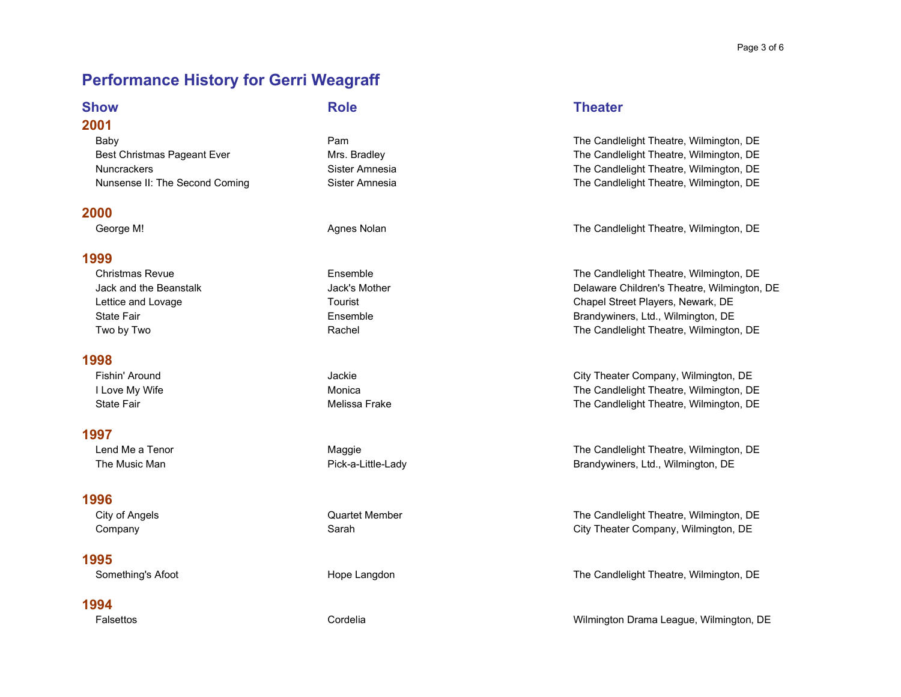# Performance History for Gerri Weagraff

| Show | Role | Theater |
|---|---|---|
| **2001** | | |
| Baby | Pam | The Candlelight Theatre, Wilmington, DE |
| Best Christmas Pageant Ever | Mrs. Bradley | The Candlelight Theatre, Wilmington, DE |
| Nuncrackers | Sister Amnesia | The Candlelight Theatre, Wilmington, DE |
| Nunsense II: The Second Coming | Sister Amnesia | The Candlelight Theatre, Wilmington, DE |
| **2000** | | |
| George M! | Agnes Nolan | The Candlelight Theatre, Wilmington, DE |
| **1999** | | |
| Christmas Revue | Ensemble | The Candlelight Theatre, Wilmington, DE |
| Jack and the Beanstalk | Jack's Mother | Delaware Children's Theatre, Wilmington, DE |
| Lettice and Lovage | Tourist | Chapel Street Players, Newark, DE |
| State Fair | Ensemble | Brandywiners, Ltd., Wilmington, DE |
| Two by Two | Rachel | The Candlelight Theatre, Wilmington, DE |
| **1998** | | |
| Fishin' Around | Jackie | City Theater Company, Wilmington, DE |
| I Love My Wife | Monica | The Candlelight Theatre, Wilmington, DE |
| State Fair | Melissa Frake | The Candlelight Theatre, Wilmington, DE |
| **1997** | | |
| Lend Me a Tenor | Maggie | The Candlelight Theatre, Wilmington, DE |
| The Music Man | Pick-a-Little-Lady | Brandywiners, Ltd., Wilmington, DE |
| **1996** | | |
| City of Angels | Quartet Member | The Candlelight Theatre, Wilmington, DE |
| Company | Sarah | City Theater Company, Wilmington, DE |
| **1995** | | |
| Something's Afoot | Hope Langdon | The Candlelight Theatre, Wilmington, DE |
| **1994** | | |
| Falsettos | Cordelia | Wilmington Drama League, Wilmington, DE |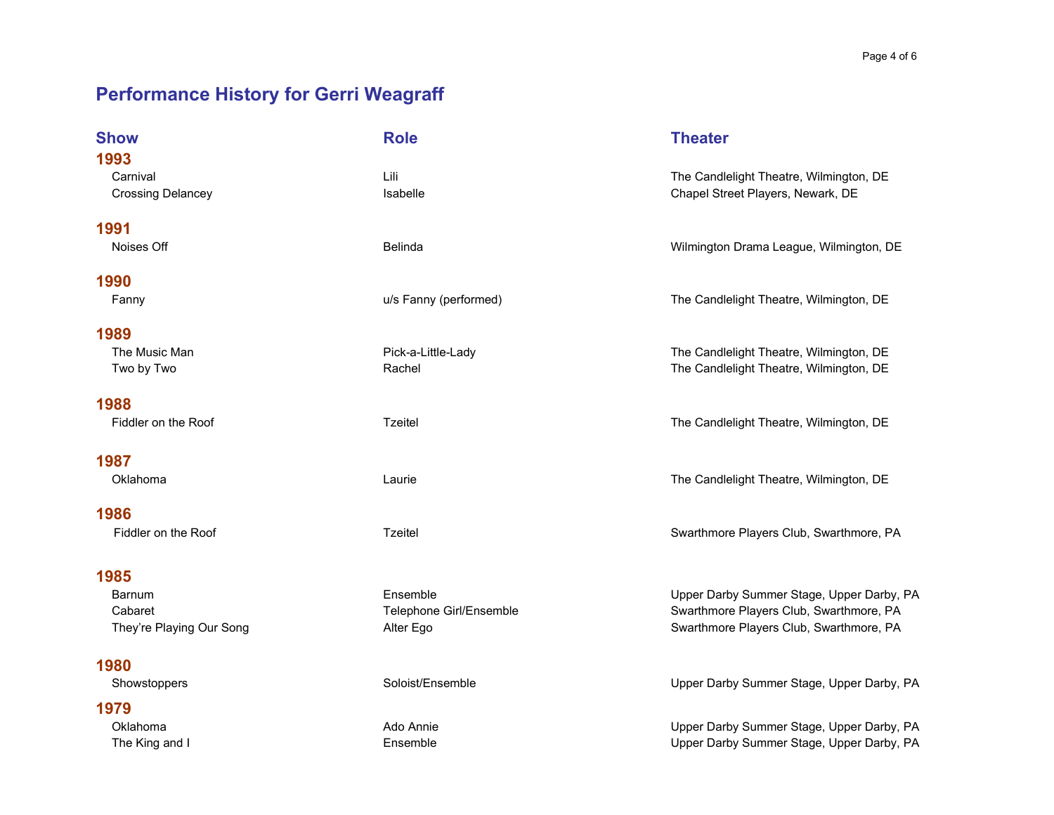# Performance History for Gerri Weagraff

| Show | Role | Theater |
|---|---|---|
| **1993** | | |
| Carnival | Lili | The Candlelight Theatre, Wilmington, DE |
| Crossing Delancey | Isabelle | Chapel Street Players, Newark, DE |
| **1991** | | |
| Noises Off | Belinda | Wilmington Drama League, Wilmington, DE |
| **1990** | | |
| Fanny | u/s Fanny (performed) | The Candlelight Theatre, Wilmington, DE |
| **1989** | | |
| The Music Man | Pick-a-Little-Lady | The Candlelight Theatre, Wilmington, DE |
| Two by Two | Rachel | The Candlelight Theatre, Wilmington, DE |
| **1988** | | |
| Fiddler on the Roof | Tzeitel | The Candlelight Theatre, Wilmington, DE |
| **1987** | | |
| Oklahoma | Laurie | The Candlelight Theatre, Wilmington, DE |
| **1986** | | |
| Fiddler on the Roof | Tzeitel | Swarthmore Players Club, Swarthmore, PA |
| **1985** | | |
| Barnum | Ensemble | Upper Darby Summer Stage, Upper Darby, PA |
| Cabaret | Telephone Girl/Ensemble | Swarthmore Players Club, Swarthmore, PA |
| They're Playing Our Song | Alter Ego | Swarthmore Players Club, Swarthmore, PA |
| **1980** | | |
| Showstoppers | Soloist/Ensemble | Upper Darby Summer Stage, Upper Darby, PA |
| **1979** | | |
| Oklahoma | Ado Annie | Upper Darby Summer Stage, Upper Darby, PA |
| The King and I | Ensemble | Upper Darby Summer Stage, Upper Darby, PA |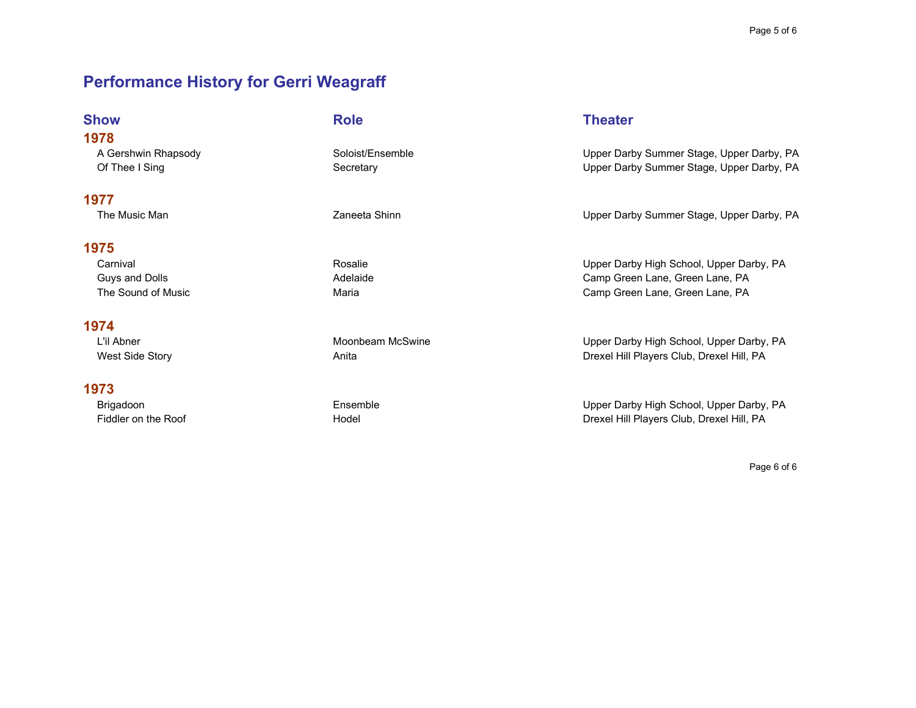## Performance History for Gerri Weagraff

| Show | Role | Theater |
|---|---|---|
| **1978** | | |
| A Gershwin Rhapsody | Soloist/Ensemble | Upper Darby Summer Stage, Upper Darby, PA |
| Of Thee I Sing | Secretary | Upper Darby Summer Stage, Upper Darby, PA |
| **1977** | | |
| The Music Man | Zaneeta Shinn | Upper Darby Summer Stage, Upper Darby, PA |
| **1975** | | |
| Carnival | Rosalie | Upper Darby High School, Upper Darby, PA |
| Guys and Dolls | Adelaide | Camp Green Lane, Green Lane, PA |
| The Sound of Music | Maria | Camp Green Lane, Green Lane, PA |
| **1974** | | |
| L'il Abner | Moonbeam McSwine | Upper Darby High School, Upper Darby, PA |
| West Side Story | Anita | Drexel Hill Players Club, Drexel Hill, PA |
| **1973** | | |
| Brigadoon | Ensemble | Upper Darby High School, Upper Darby, PA |
| Fiddler on the Roof | Hodel | Drexel Hill Players Club, Drexel Hill, PA |